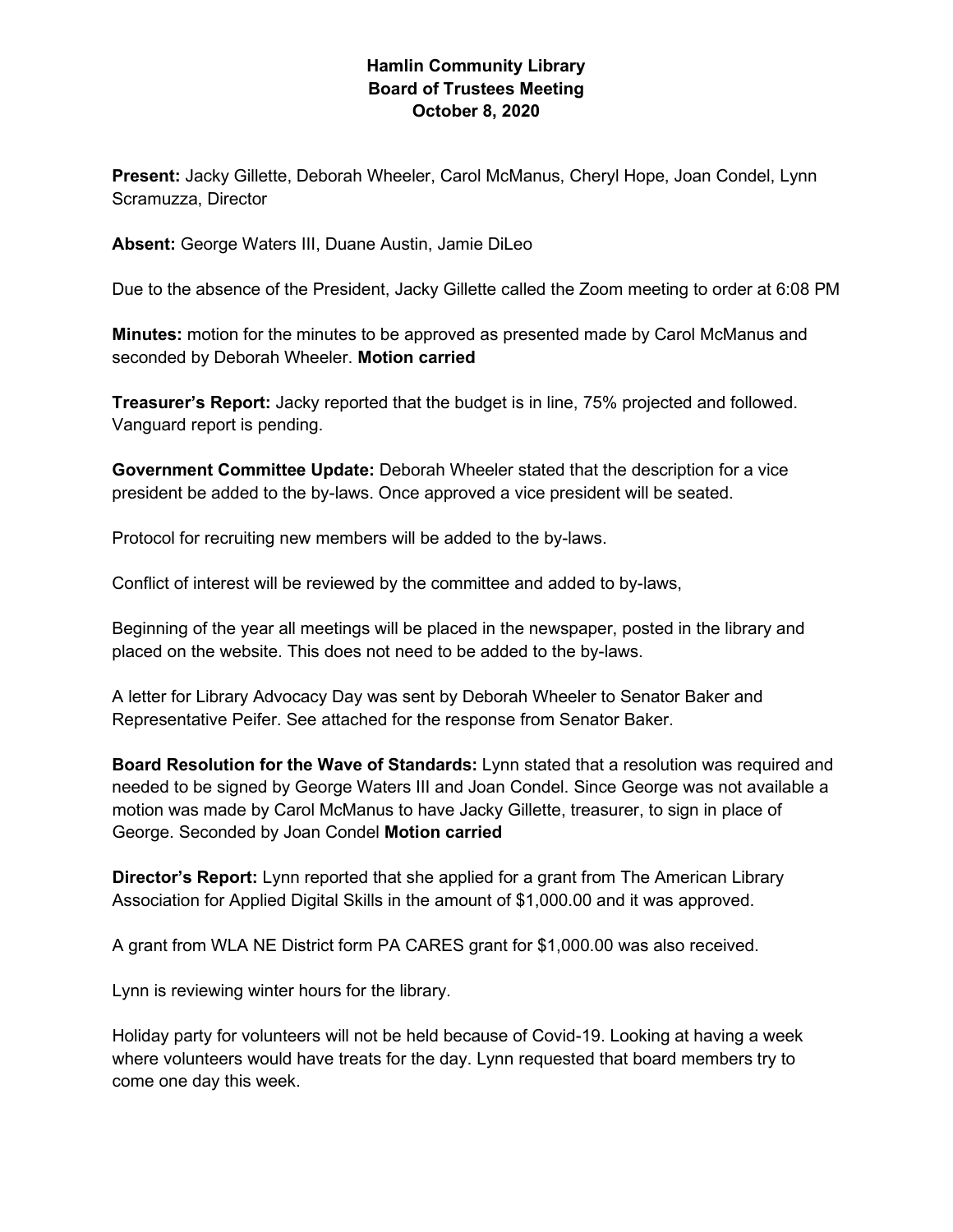**Hamlin Community Library**
**Board of Trustees Meeting**
**October 8, 2020**

**Present:** Jacky Gillette, Deborah Wheeler, Carol McManus, Cheryl Hope, Joan Condel, Lynn Scramuzza, Director

**Absent:** George Waters III, Duane Austin, Jamie DiLeo

Due to the absence of the President, Jacky Gillette called the Zoom meeting to order at 6:08 PM

**Minutes:** motion for the minutes to be approved as presented made by Carol McManus and seconded by Deborah Wheeler. **Motion carried**

**Treasurer's Report:** Jacky reported that the budget is in line, 75% projected and followed. Vanguard report is pending.

**Government Committee Update:** Deborah Wheeler stated that the description for a vice president be added to the by-laws. Once approved a vice president will be seated.

Protocol for recruiting new members will be added to the by-laws.

Conflict of interest will be reviewed by the committee and added to by-laws,

Beginning of the year all meetings will be placed in the newspaper, posted in the library and placed on the website. This does not need to be added to the by-laws.

A letter for Library Advocacy Day was sent by Deborah Wheeler to Senator Baker and Representative Peifer. See attached for the response from Senator Baker.

**Board Resolution for the Wave of Standards:** Lynn stated that a resolution was required and needed to be signed by George Waters III and Joan Condel. Since George was not available a motion was made by Carol McManus to have Jacky Gillette, treasurer, to sign in place of George. Seconded by Joan Condel **Motion carried**

**Director's Report:** Lynn reported that she applied for a grant from The American Library Association for Applied Digital Skills in the amount of $1,000.00 and it was approved.

A grant from WLA NE District form PA CARES grant for $1,000.00 was also received.

Lynn is reviewing winter hours for the library.

Holiday party for volunteers will not be held because of Covid-19. Looking at having a week where volunteers would have treats for the day. Lynn requested that board members try to come one day this week.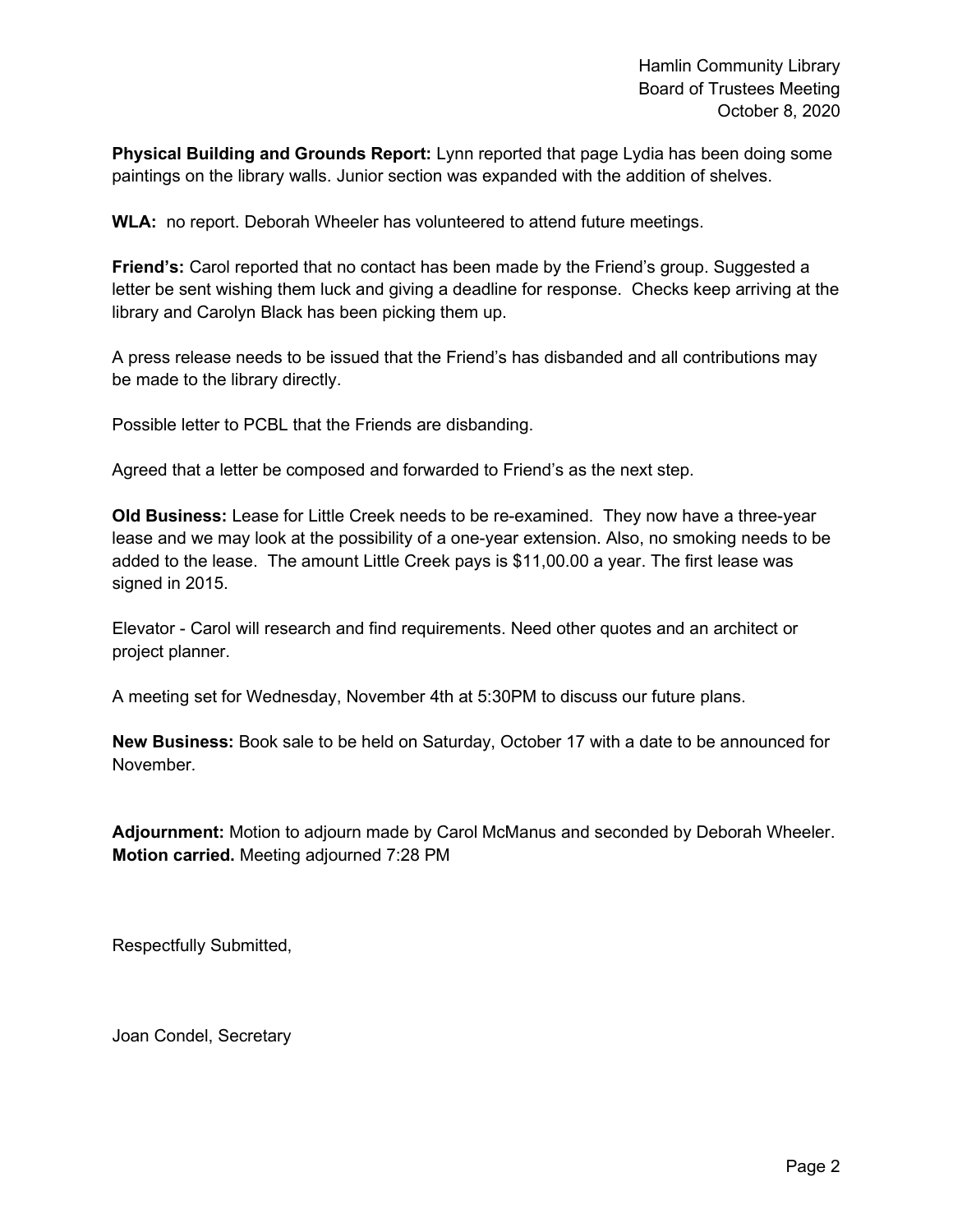Hamlin Community Library
Board of Trustees Meeting
October 8, 2020

**Physical Building and Grounds Report:** Lynn reported that page Lydia has been doing some paintings on the library walls. Junior section was expanded with the addition of shelves.

**WLA:** no report. Deborah Wheeler has volunteered to attend future meetings.

**Friend's:** Carol reported that no contact has been made by the Friend's group. Suggested a letter be sent wishing them luck and giving a deadline for response. Checks keep arriving at the library and Carolyn Black has been picking them up.

A press release needs to be issued that the Friend's has disbanded and all contributions may be made to the library directly.

Possible letter to PCBL that the Friends are disbanding.

Agreed that a letter be composed and forwarded to Friend's as the next step.

**Old Business:** Lease for Little Creek needs to be re-examined. They now have a three-year lease and we may look at the possibility of a one-year extension. Also, no smoking needs to be added to the lease. The amount Little Creek pays is $11,00.00 a year. The first lease was signed in 2015.

Elevator - Carol will research and find requirements. Need other quotes and an architect or project planner.

A meeting set for Wednesday, November 4th at 5:30PM to discuss our future plans.

**New Business:** Book sale to be held on Saturday, October 17 with a date to be announced for November.

**Adjournment:** Motion to adjourn made by Carol McManus and seconded by Deborah Wheeler. **Motion carried.** Meeting adjourned 7:28 PM

Respectfully Submitted,

Joan Condel, Secretary